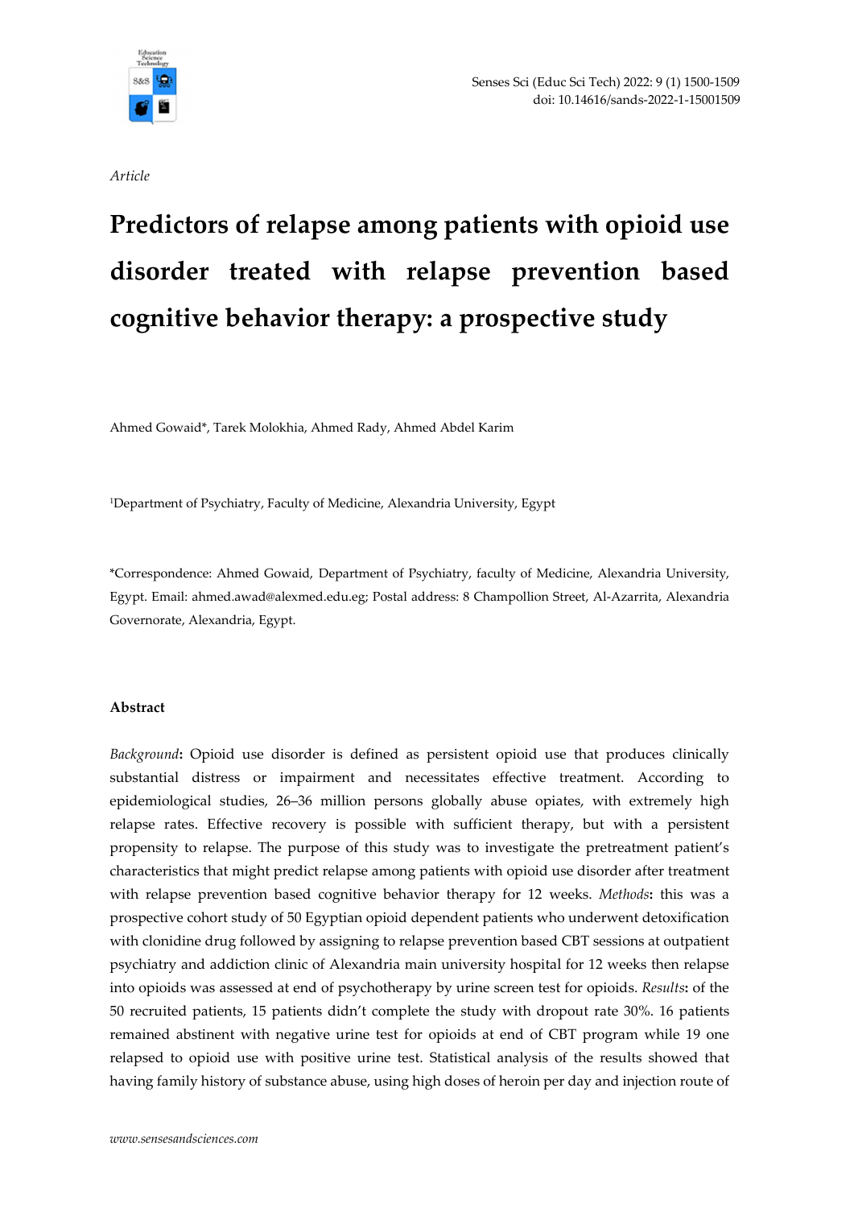*Article*

# Predictors of relapse among patients with opioid use disorder treated with relapse prevention based cognitive behavior therapy: a prospective study

Ahmed Gowaid*, Tarek Molokhia, Ahmed Rady, Ahmed Abdel Karim

[1]Department of Psychiatry, Faculty of Medicine, Alexandria University, Egypt

*Correspondence: Ahmed Gowaid, Department of Psychiatry, faculty of Medicine, Alexandria University, Egypt. Email: ahmed.awad@alexmed.edu.eg; Postal address: 8 Champollion Street, Al-Azarrita, Alexandria Governorate, Alexandria, Egypt.

### Abstract

*Background*: Opioid use disorder is defined as persistent opioid use that produces clinically substantial distress or impairment and necessitates effective treatment. According to epidemiological studies, 26–36 million persons globally abuse opiates, with extremely high relapse rates. Effective recovery is possible with sufficient therapy, but with a persistent propensity to relapse. The purpose of this study was to investigate the pretreatment patient's characteristics that might predict relapse among patients with opioid use disorder after treatment with relapse prevention based cognitive behavior therapy for 12 weeks. *Methods*: this was a prospective cohort study of 50 Egyptian opioid dependent patients who underwent detoxification with clonidine drug followed by assigning to relapse prevention based CBT sessions at outpatient psychiatry and addiction clinic of Alexandria main university hospital for 12 weeks then relapse into opioids was assessed at end of psychotherapy by urine screen test for opioids. *Results*: of the 50 recruited patients, 15 patients didn't complete the study with dropout rate 30%. 16 patients remained abstinent with negative urine test for opioids at end of CBT program while 19 one relapsed to opioid use with positive urine test. Statistical analysis of the results showed that having family history of substance abuse, using high doses of heroin per day and injection route of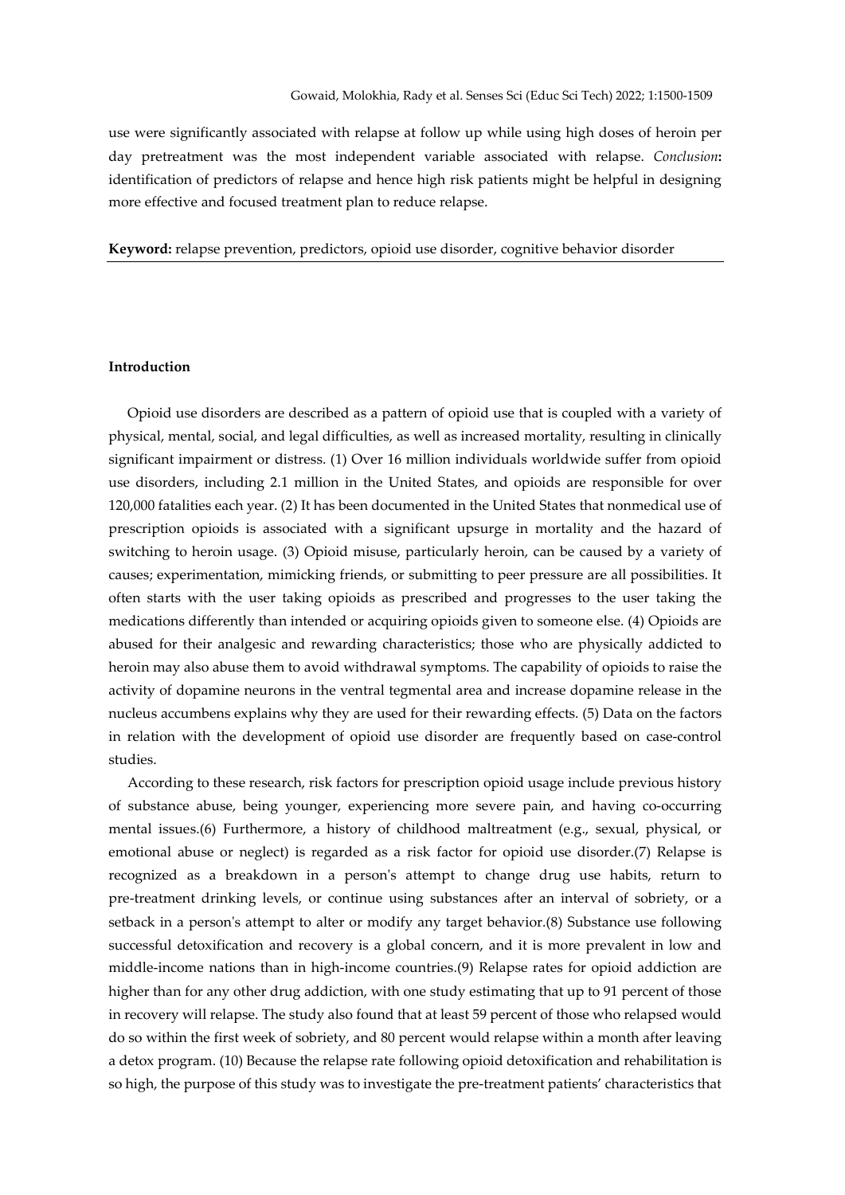use were significantly associated with relapse at follow up while using high doses of heroin per day pretreatment was the most independent variable associated with relapse. *Conclusion***:** identification of predictors of relapse and hence high risk patients might be helpful in designing more effective and focused treatment plan to reduce relapse.

**Keyword:** relapse prevention, predictors, opioid use disorder, cognitive behavior disorder

## Introduction

Opioid use disorders are described as a pattern of opioid use that is coupled with a variety of physical, mental, social, and legal difficulties, as well as increased mortality, resulting in clinically significant impairment or distress. (1) Over 16 million individuals worldwide suffer from opioid use disorders, including 2.1 million in the United States, and opioids are responsible for over 120,000 fatalities each year. (2) It has been documented in the United States that nonmedical use of prescription opioids is associated with a significant upsurge in mortality and the hazard of switching to heroin usage. (3) Opioid misuse, particularly heroin, can be caused by a variety of causes; experimentation, mimicking friends, or submitting to peer pressure are all possibilities. It often starts with the user taking opioids as prescribed and progresses to the user taking the medications differently than intended or acquiring opioids given to someone else. (4) Opioids are abused for their analgesic and rewarding characteristics; those who are physically addicted to heroin may also abuse them to avoid withdrawal symptoms. The capability of opioids to raise the activity of dopamine neurons in the ventral tegmental area and increase dopamine release in the nucleus accumbens explains why they are used for their rewarding effects. (5) Data on the factors in relation with the development of opioid use disorder are frequently based on case-control studies.

According to these research, risk factors for prescription opioid usage include previous history of substance abuse, being younger, experiencing more severe pain, and having co-occurring mental issues.(6) Furthermore, a history of childhood maltreatment (e.g., sexual, physical, or emotional abuse or neglect) is regarded as a risk factor for opioid use disorder.(7) Relapse is recognized as a breakdown in a person's attempt to change drug use habits, return to pre-treatment drinking levels, or continue using substances after an interval of sobriety, or a setback in a person's attempt to alter or modify any target behavior.(8) Substance use following successful detoxification and recovery is a global concern, and it is more prevalent in low and middle-income nations than in high-income countries.(9) Relapse rates for opioid addiction are higher than for any other drug addiction, with one study estimating that up to 91 percent of those in recovery will relapse. The study also found that at least 59 percent of those who relapsed would do so within the first week of sobriety, and 80 percent would relapse within a month after leaving a detox program. (10) Because the relapse rate following opioid detoxification and rehabilitation is so high, the purpose of this study was to investigate the pre-treatment patients' characteristics that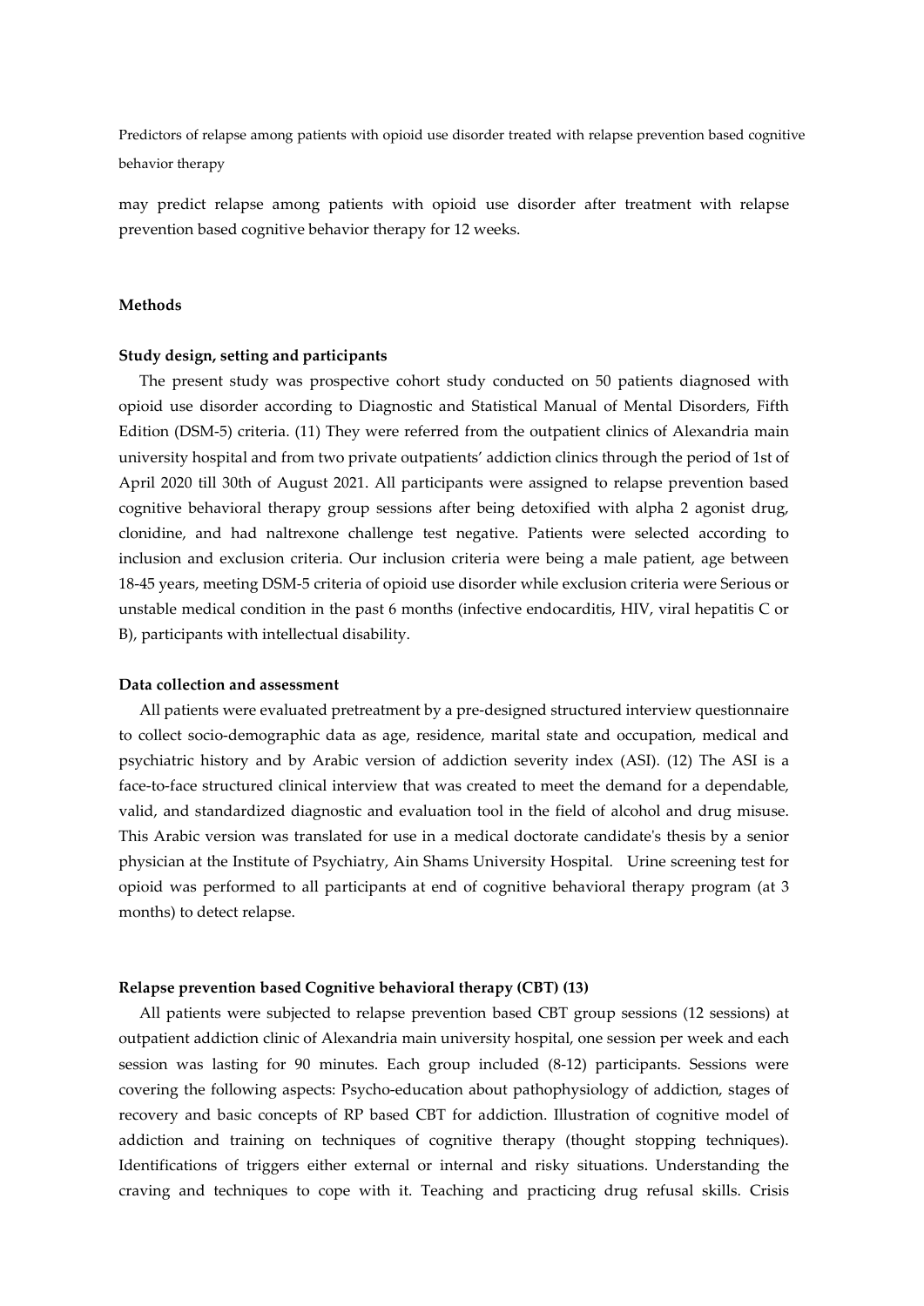may predict relapse among patients with opioid use disorder after treatment with relapse prevention based cognitive behavior therapy for 12 weeks.

## Methods

### Study design, setting and participants

The present study was prospective cohort study conducted on 50 patients diagnosed with opioid use disorder according to Diagnostic and Statistical Manual of Mental Disorders, Fifth Edition (DSM-5) criteria. (11) They were referred from the outpatient clinics of Alexandria main university hospital and from two private outpatients' addiction clinics through the period of 1st of April 2020 till 30th of August 2021. All participants were assigned to relapse prevention based cognitive behavioral therapy group sessions after being detoxified with alpha 2 agonist drug, clonidine, and had naltrexone challenge test negative. Patients were selected according to inclusion and exclusion criteria. Our inclusion criteria were being a male patient, age between 18-45 years, meeting DSM-5 criteria of opioid use disorder while exclusion criteria were Serious or unstable medical condition in the past 6 months (infective endocarditis, HIV, viral hepatitis C or B), participants with intellectual disability.

### Data collection and assessment

All patients were evaluated pretreatment by a pre-designed structured interview questionnaire to collect socio-demographic data as age, residence, marital state and occupation, medical and psychiatric history and by Arabic version of addiction severity index (ASI). (12) The ASI is a face-to-face structured clinical interview that was created to meet the demand for a dependable, valid, and standardized diagnostic and evaluation tool in the field of alcohol and drug misuse. This Arabic version was translated for use in a medical doctorate candidate's thesis by a senior physician at the Institute of Psychiatry, Ain Shams University Hospital. Urine screening test for opioid was performed to all participants at end of cognitive behavioral therapy program (at 3 months) to detect relapse.

### Relapse prevention based Cognitive behavioral therapy (CBT) (13)

All patients were subjected to relapse prevention based CBT group sessions (12 sessions) at outpatient addiction clinic of Alexandria main university hospital, one session per week and each session was lasting for 90 minutes. Each group included (8-12) participants. Sessions were covering the following aspects: Psycho-education about pathophysiology of addiction, stages of recovery and basic concepts of RP based CBT for addiction. Illustration of cognitive model of addiction and training on techniques of cognitive therapy (thought stopping techniques). Identifications of triggers either external or internal and risky situations. Understanding the craving and techniques to cope with it. Teaching and practicing drug refusal skills. Crisis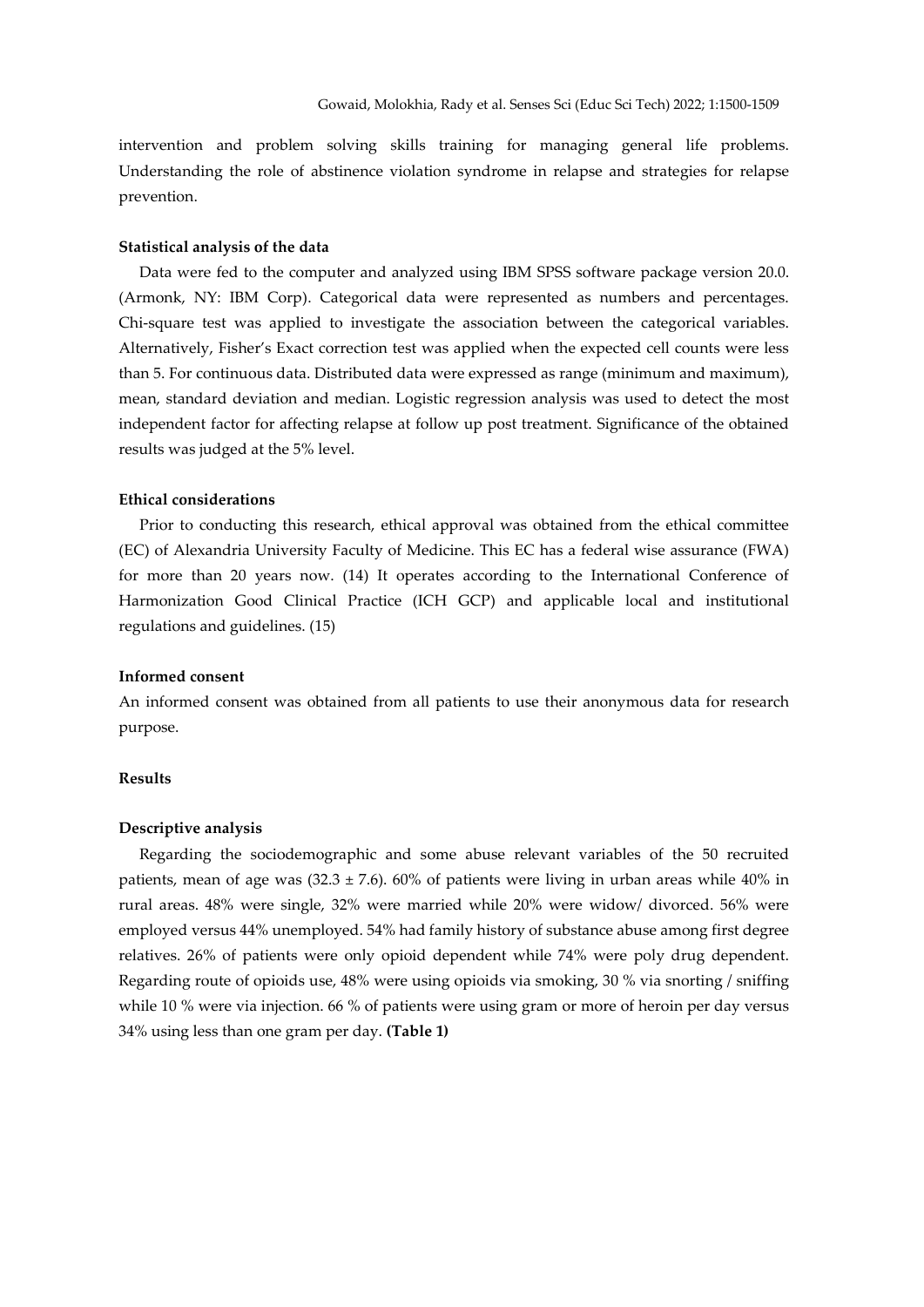intervention and problem solving skills training for managing general life problems. Understanding the role of abstinence violation syndrome in relapse and strategies for relapse prevention.

### Statistical analysis of the data

Data were fed to the computer and analyzed using IBM SPSS software package version 20.0. (Armonk, NY: IBM Corp). Categorical data were represented as numbers and percentages. Chi-square test was applied to investigate the association between the categorical variables. Alternatively, Fisher's Exact correction test was applied when the expected cell counts were less than 5. For continuous data. Distributed data were expressed as range (minimum and maximum), mean, standard deviation and median. Logistic regression analysis was used to detect the most independent factor for affecting relapse at follow up post treatment. Significance of the obtained results was judged at the 5% level.

### Ethical considerations

Prior to conducting this research, ethical approval was obtained from the ethical committee (EC) of Alexandria University Faculty of Medicine. This EC has a federal wise assurance (FWA) for more than 20 years now. (14) It operates according to the International Conference of Harmonization Good Clinical Practice (ICH GCP) and applicable local and institutional regulations and guidelines. (15)

### Informed consent

An informed consent was obtained from all patients to use their anonymous data for research purpose.

## Results

### Descriptive analysis

Regarding the sociodemographic and some abuse relevant variables of the 50 recruited patients, mean of age was (32.3 ± 7.6). 60% of patients were living in urban areas while 40% in rural areas. 48% were single, 32% were married while 20% were widow/ divorced. 56% were employed versus 44% unemployed. 54% had family history of substance abuse among first degree relatives. 26% of patients were only opioid dependent while 74% were poly drug dependent. Regarding route of opioids use, 48% were using opioids via smoking, 30 % via snorting / sniffing while 10 % were via injection. 66 % of patients were using gram or more of heroin per day versus 34% using less than one gram per day. **(Table 1)**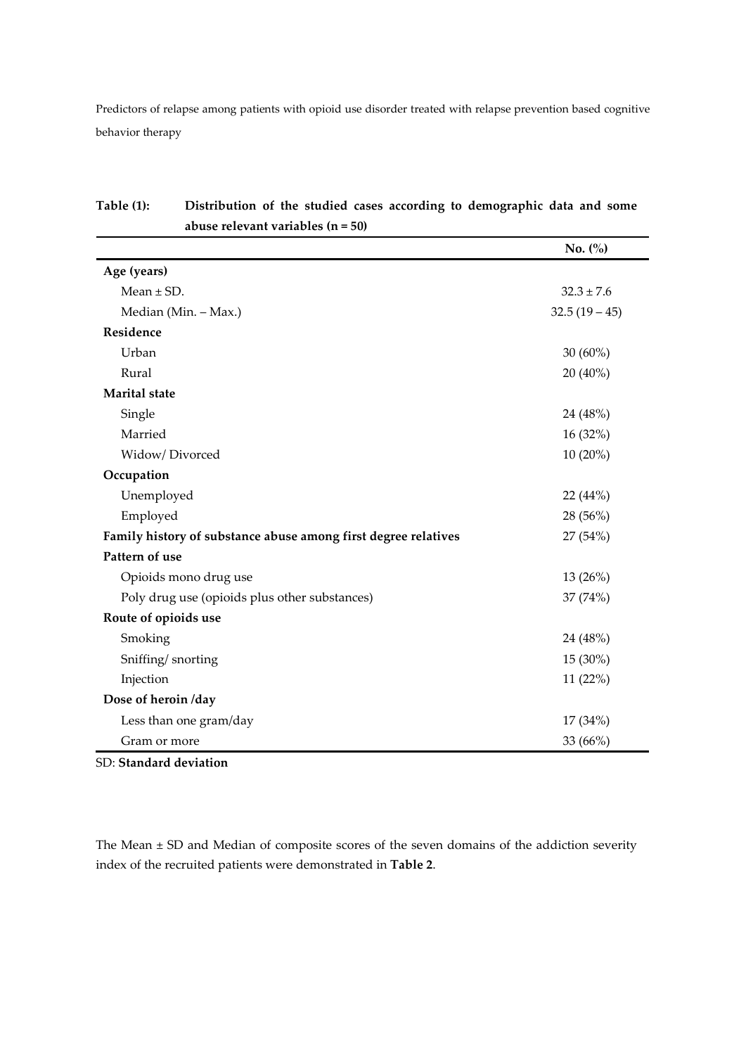Predictors of relapse among patients with opioid use disorder treated with relapse prevention based cognitive behavior therapy

**Table (1): Distribution of the studied cases according to demographic data and some abuse relevant variables (n = 50)**

| | No. (%) |
|---|---|
| **Age (years)** | |
| Mean ± SD. | 32.3 ± 7.6 |
| Median (Min. – Max.) | 32.5 (19 – 45) |
| **Residence** | |
| Urban | 30 (60%) |
| Rural | 20 (40%) |
| **Marital state** | |
| Single | 24 (48%) |
| Married | 16 (32%) |
| Widow/ Divorced | 10 (20%) |
| **Occupation** | |
| Unemployed | 22 (44%) |
| Employed | 28 (56%) |
| **Family history of substance abuse among first degree relatives** | 27 (54%) |
| **Pattern of use** | |
| Opioids mono drug use | 13 (26%) |
| Poly drug use (opioids plus other substances) | 37 (74%) |
| **Route of opioids use** | |
| Smoking | 24 (48%) |
| Sniffing/ snorting | 15 (30%) |
| Injection | 11 (22%) |
| **Dose of heroin /day** | |
| Less than one gram/day | 17 (34%) |
| Gram or more | 33 (66%) |

SD: **Standard deviation**

The Mean ± SD and Median of composite scores of the seven domains of the addiction severity index of the recruited patients were demonstrated in **Table 2**.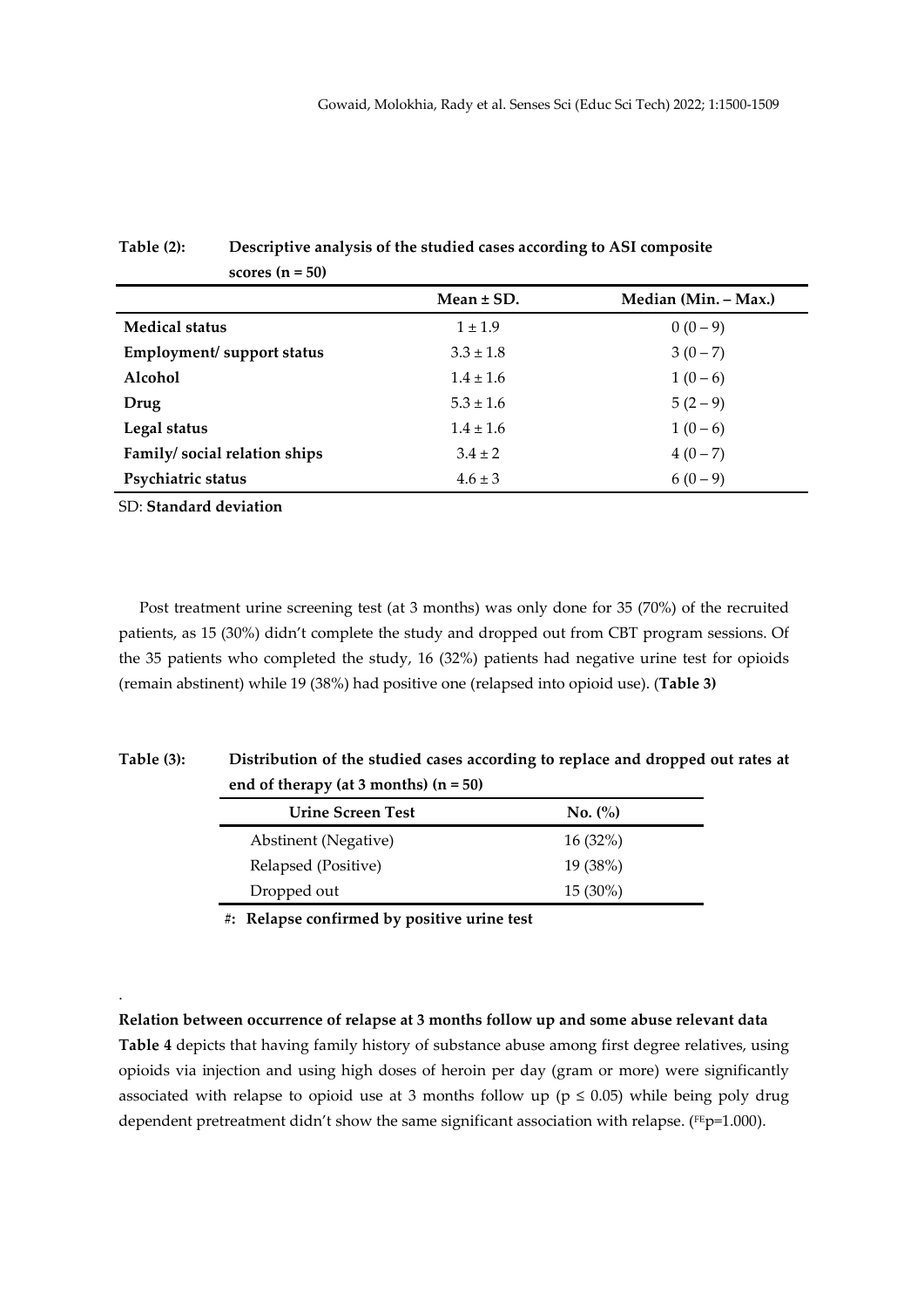**Table (2): Descriptive analysis of the studied cases according to ASI composite scores (n = 50)**

| | Mean ± SD. | Median (Min. – Max.) |
|---|---|---|
| **Medical status** | 1 ± 1.9 | 0 (0 – 9) |
| **Employment/ support status** | 3.3 ± 1.8 | 3 (0 – 7) |
| **Alcohol** | 1.4 ± 1.6 | 1 (0 – 6) |
| **Drug** | 5.3 ± 1.6 | 5 (2 – 9) |
| **Legal status** | 1.4 ± 1.6 | 1 (0 – 6) |
| **Family/ social relation ships** | 3.4 ± 2 | 4 (0 – 7) |
| **Psychiatric status** | 4.6 ± 3 | 6 (0 – 9) |

SD: **Standard deviation**

Post treatment urine screening test (at 3 months) was only done for 35 (70%) of the recruited patients, as 15 (30%) didn't complete the study and dropped out from CBT program sessions. Of the 35 patients who completed the study, 16 (32%) patients had negative urine test for opioids (remain abstinent) while 19 (38%) had positive one (relapsed into opioid use). (**Table 3)**

**Table (3): Distribution of the studied cases according to replace and dropped out rates at end of therapy (at 3 months) (n = 50)**

| Urine Screen Test | No. (%) |
|---|---|
| Abstinent (Negative) | 16 (32%) |
| Relapsed (Positive) | 19 (38%) |
| Dropped out | 15 (30%) |

#**: Relapse confirmed by positive urine test**

.

**Relation between occurrence of relapse at 3 months follow up and some abuse relevant data**

**Table 4** depicts that having family history of substance abuse among first degree relatives, using opioids via injection and using high doses of heroin per day (gram or more) were significantly associated with relapse to opioid use at 3 months follow up ($p \leq 0.05$) while being poly drug dependent pretreatment didn't show the same significant association with relapse. ($^{FE}p$=1.000).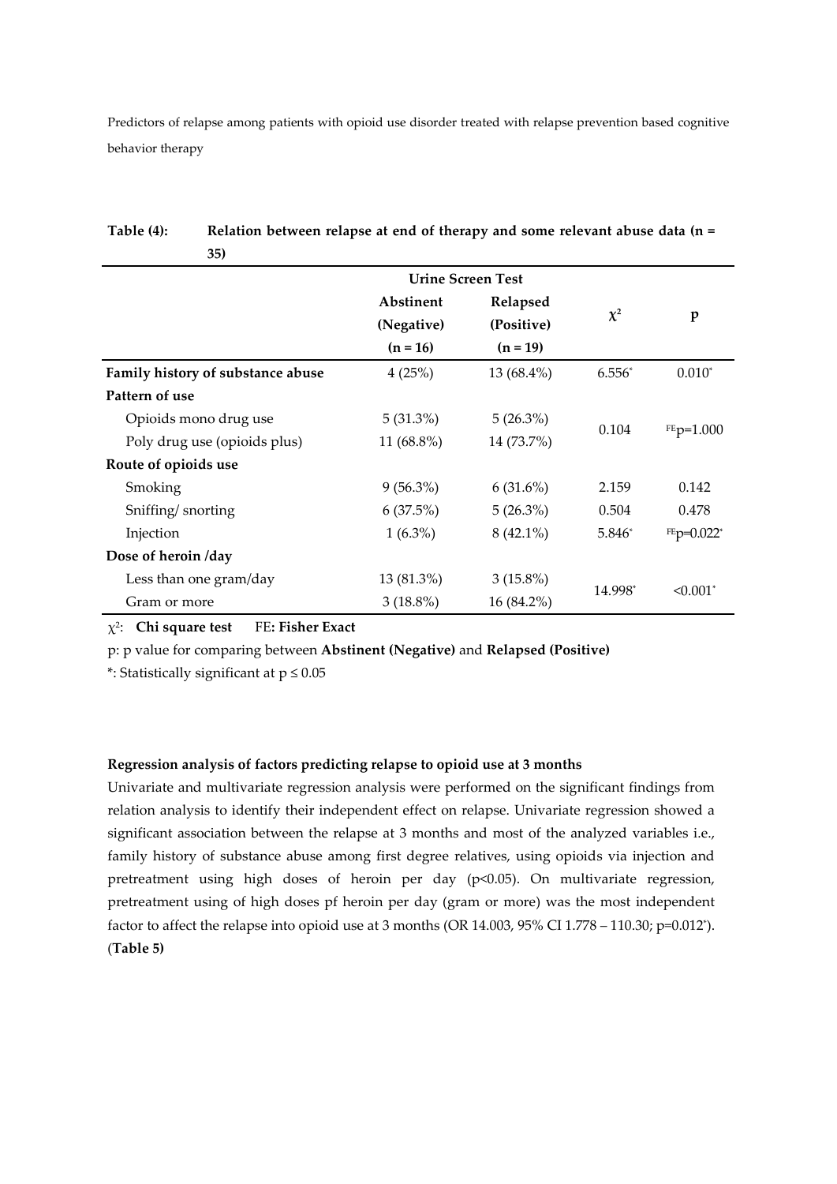**Table (4): Relation between relapse at end of therapy and some relevant abuse data (n = 35)**

| | Urine Screen Test | | $\chi^2$ | p |
|---|---|---|---|---|
| | Abstinent (Negative) (n = 16) | Relapsed (Positive) (n = 19) | | |
| **Family history of substance abuse** | 4 (25%) | 13 (68.4%) | 6.556* | 0.010* |
| **Pattern of use** | | | | |
| Opioids mono drug use | 5 (31.3%) | 5 (26.3%) | 0.104 | FEp=1.000 |
| Poly drug use (opioids plus) | 11 (68.8%) | 14 (73.7%) | | |
| **Route of opioids use** | | | | |
| Smoking | 9 (56.3%) | 6 (31.6%) | 2.159 | 0.142 |
| Sniffing/ snorting | 6 (37.5%) | 5 (26.3%) | 0.504 | 0.478 |
| Injection | 1 (6.3%) | 8 (42.1%) | 5.846* | FEp=0.022* |
| **Dose of heroin /day** | | | | |
| Less than one gram/day | 13 (81.3%) | 3 (15.8%) | 14.998* | <0.001* |
| Gram or more | 3 (18.8%) | 16 (84.2%) | | |

$\chi^2$: **Chi square test** FE**: Fisher Exact**

p: p value for comparing between **Abstinent (Negative)** and **Relapsed (Positive)**

*: Statistically significant at $p \le 0.05$

**Regression analysis of factors predicting relapse to opioid use at 3 months**

Univariate and multivariate regression analysis were performed on the significant findings from relation analysis to identify their independent effect on relapse. Univariate regression showed a significant association between the relapse at 3 months and most of the analyzed variables i.e., family history of substance abuse among first degree relatives, using opioids via injection and pretreatment using high doses of heroin per day ($p<0.05$). On multivariate regression, pretreatment using of high doses pf heroin per day (gram or more) was the most independent factor to affect the relapse into opioid use at 3 months (OR 14.003, 95% CI 1.778 – 110.30; p=0.012*). (**Table 5)**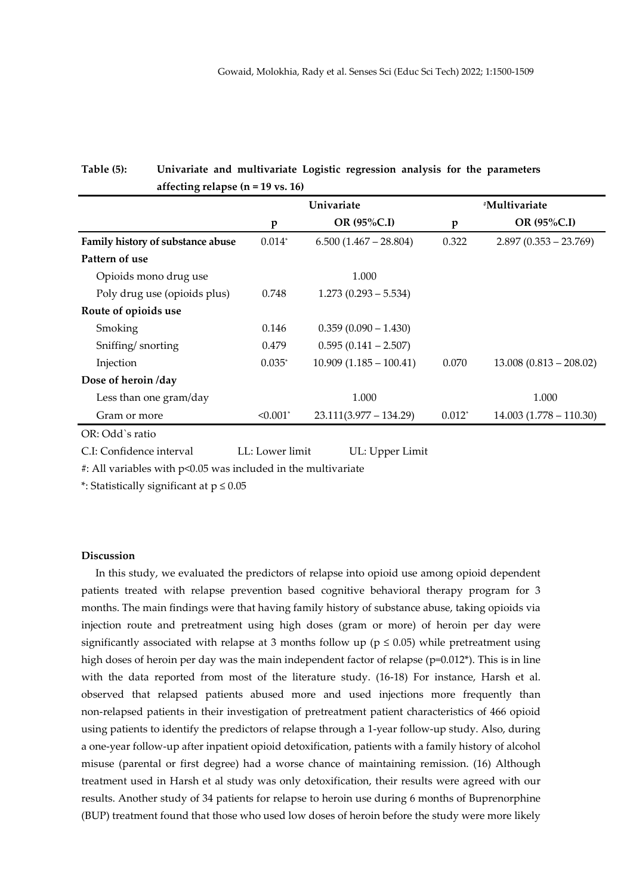**Table (5): Univariate and multivariate Logistic regression analysis for the parameters affecting relapse (n = 19 vs. 16)**

| | Univariate | | #Multivariate | |
|---|---|---|---|---|
| | p | OR (95%C.I) | p | OR (95%C.I) |
| **Family history of substance abuse** | 0.014* | 6.500 (1.467 – 28.804) | 0.322 | 2.897 (0.353 – 23.769) |
| **Pattern of use** | | | | |
| Opioids mono drug use | | 1.000 | | |
| Poly drug use (opioids plus) | 0.748 | 1.273 (0.293 – 5.534) | | |
| **Route of opioids use** | | | | |
| Smoking | 0.146 | 0.359 (0.090 – 1.430) | | |
| Sniffing/ snorting | 0.479 | 0.595 (0.141 – 2.507) | | |
| Injection | 0.035* | 10.909 (1.185 – 100.41) | 0.070 | 13.008 (0.813 – 208.02) |
| **Dose of heroin /day** | | | | |
| Less than one gram/day | | 1.000 | | 1.000 |
| Gram or more | <0.001* | 23.111(3.977 – 134.29) | 0.012* | 14.003 (1.778 – 110.30) |

OR: Odd`s ratio

C.I: Confidence interval LL: Lower limit UL: Upper Limit

#: All variables with p<0.05 was included in the multivariate

*: Statistically significant at $p \leq 0.05$

## Discussion

In this study, we evaluated the predictors of relapse into opioid use among opioid dependent patients treated with relapse prevention based cognitive behavioral therapy program for 3 months. The main findings were that having family history of substance abuse, taking opioids via injection route and pretreatment using high doses (gram or more) of heroin per day were significantly associated with relapse at 3 months follow up ($p \leq 0.05$) while pretreatment using high doses of heroin per day was the main independent factor of relapse (p=0.012*). This is in line with the data reported from most of the literature study. (16-18) For instance, Harsh et al. observed that relapsed patients abused more and used injections more frequently than non-relapsed patients in their investigation of pretreatment patient characteristics of 466 opioid using patients to identify the predictors of relapse through a 1-year follow-up study. Also, during a one-year follow-up after inpatient opioid detoxification, patients with a family history of alcohol misuse (parental or first degree) had a worse chance of maintaining remission. (16) Although treatment used in Harsh et al study was only detoxification, their results were agreed with our results. Another study of 34 patients for relapse to heroin use during 6 months of Buprenorphine (BUP) treatment found that those who used low doses of heroin before the study were more likely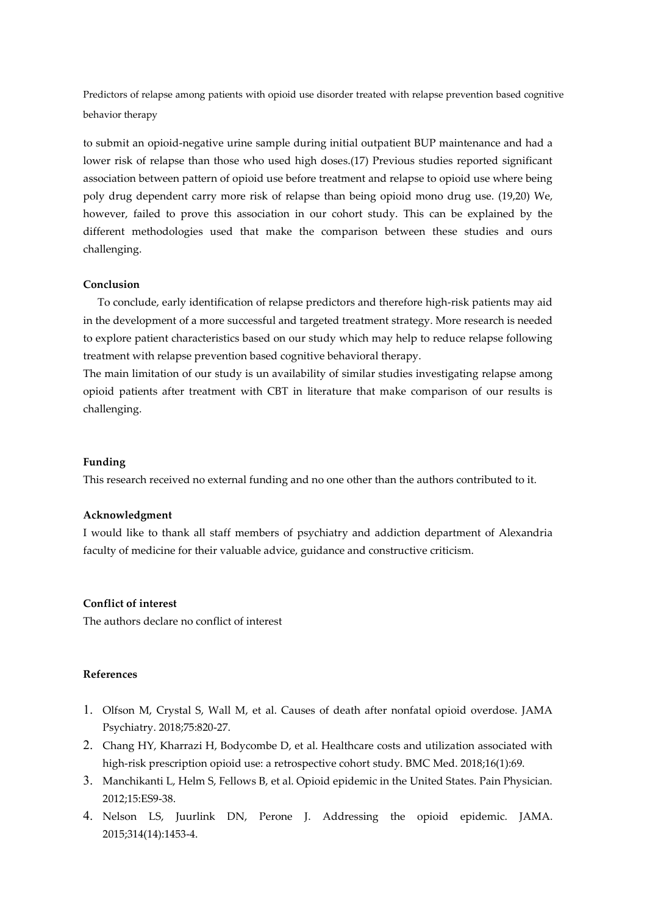to submit an opioid-negative urine sample during initial outpatient BUP maintenance and had a lower risk of relapse than those who used high doses.(17) Previous studies reported significant association between pattern of opioid use before treatment and relapse to opioid use where being poly drug dependent carry more risk of relapse than being opioid mono drug use. (19,20) We, however, failed to prove this association in our cohort study. This can be explained by the different methodologies used that make the comparison between these studies and ours challenging.

**Conclusion**

To conclude, early identification of relapse predictors and therefore high-risk patients may aid in the development of a more successful and targeted treatment strategy. More research is needed to explore patient characteristics based on our study which may help to reduce relapse following treatment with relapse prevention based cognitive behavioral therapy.

The main limitation of our study is un availability of similar studies investigating relapse among opioid patients after treatment with CBT in literature that make comparison of our results is challenging.

**Funding**

This research received no external funding and no one other than the authors contributed to it.

**Acknowledgment**

I would like to thank all staff members of psychiatry and addiction department of Alexandria faculty of medicine for their valuable advice, guidance and constructive criticism.

**Conflict of interest**

The authors declare no conflict of interest

**References**

1. Olfson M, Crystal S, Wall M, et al. Causes of death after nonfatal opioid overdose. JAMA Psychiatry. 2018;75:820-27.
2. Chang HY, Kharrazi H, Bodycombe D, et al. Healthcare costs and utilization associated with high-risk prescription opioid use: a retrospective cohort study. BMC Med. 2018;16(1):69.
3. Manchikanti L, Helm S, Fellows B, et al. Opioid epidemic in the United States. Pain Physician. 2012;15:ES9-38.
4. Nelson LS, Juurlink DN, Perone J. Addressing the opioid epidemic. JAMA. 2015;314(14):1453-4.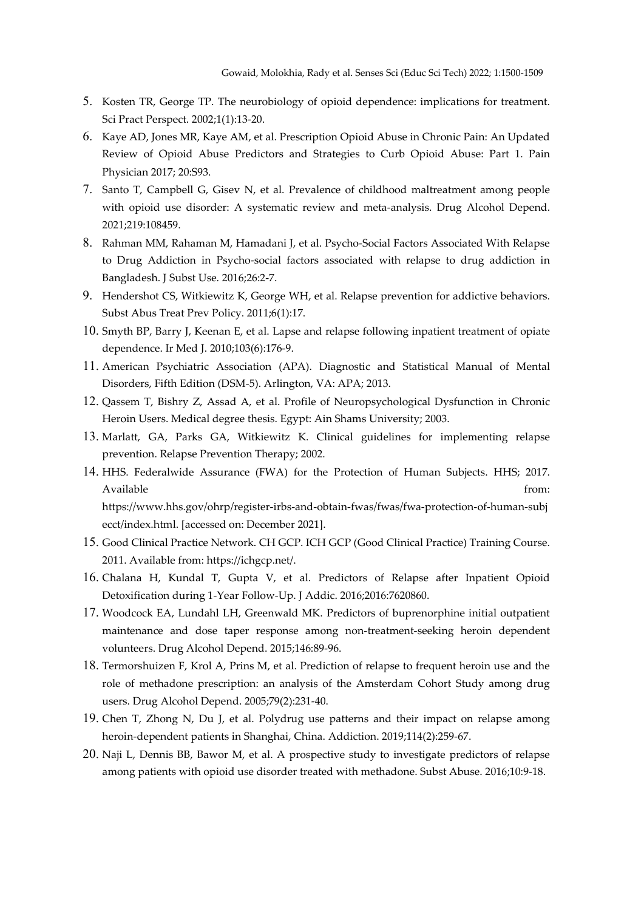5. Kosten TR, George TP. The neurobiology of opioid dependence: implications for treatment. Sci Pract Perspect. 2002;1(1):13-20.
6. Kaye AD, Jones MR, Kaye AM, et al. Prescription Opioid Abuse in Chronic Pain: An Updated Review of Opioid Abuse Predictors and Strategies to Curb Opioid Abuse: Part 1. Pain Physician 2017; 20:S93.
7. Santo T, Campbell G, Gisev N, et al. Prevalence of childhood maltreatment among people with opioid use disorder: A systematic review and meta-analysis. Drug Alcohol Depend. 2021;219:108459.
8. Rahman MM, Rahaman M, Hamadani J, et al. Psycho-Social Factors Associated With Relapse to Drug Addiction in Psycho-social factors associated with relapse to drug addiction in Bangladesh. J Subst Use. 2016;26:2-7.
9. Hendershot CS, Witkiewitz K, George WH, et al. Relapse prevention for addictive behaviors. Subst Abus Treat Prev Policy. 2011;6(1):17.
10. Smyth BP, Barry J, Keenan E, et al. Lapse and relapse following inpatient treatment of opiate dependence. Ir Med J. 2010;103(6):176-9.
11. American Psychiatric Association (APA). Diagnostic and Statistical Manual of Mental Disorders, Fifth Edition (DSM-5). Arlington, VA: APA; 2013.
12. Qassem T, Bishry Z, Assad A, et al. Profile of Neuropsychological Dysfunction in Chronic Heroin Users. Medical degree thesis. Egypt: Ain Shams University; 2003.
13. Marlatt, GA, Parks GA, Witkiewitz K. Clinical guidelines for implementing relapse prevention. Relapse Prevention Therapy; 2002.
14. HHS. Federalwide Assurance (FWA) for the Protection of Human Subjects. HHS; 2017. Available from: https://www.hhs.gov/ohrp/register-irbs-and-obtain-fwas/fwas/fwa-protection-of-human-subjecct/index.html. [accessed on: December 2021].
15. Good Clinical Practice Network. CH GCP. ICH GCP (Good Clinical Practice) Training Course. 2011. Available from: https://ichgcp.net/.
16. Chalana H, Kundal T, Gupta V, et al. Predictors of Relapse after Inpatient Opioid Detoxification during 1-Year Follow-Up. J Addic. 2016;2016:7620860.
17. Woodcock EA, Lundahl LH, Greenwald MK. Predictors of buprenorphine initial outpatient maintenance and dose taper response among non-treatment-seeking heroin dependent volunteers. Drug Alcohol Depend. 2015;146:89-96.
18. Termorshuizen F, Krol A, Prins M, et al. Prediction of relapse to frequent heroin use and the role of methadone prescription: an analysis of the Amsterdam Cohort Study among drug users. Drug Alcohol Depend. 2005;79(2):231-40.
19. Chen T, Zhong N, Du J, et al. Polydrug use patterns and their impact on relapse among heroin-dependent patients in Shanghai, China. Addiction. 2019;114(2):259-67.
20. Naji L, Dennis BB, Bawor M, et al. A prospective study to investigate predictors of relapse among patients with opioid use disorder treated with methadone. Subst Abuse. 2016;10:9-18.